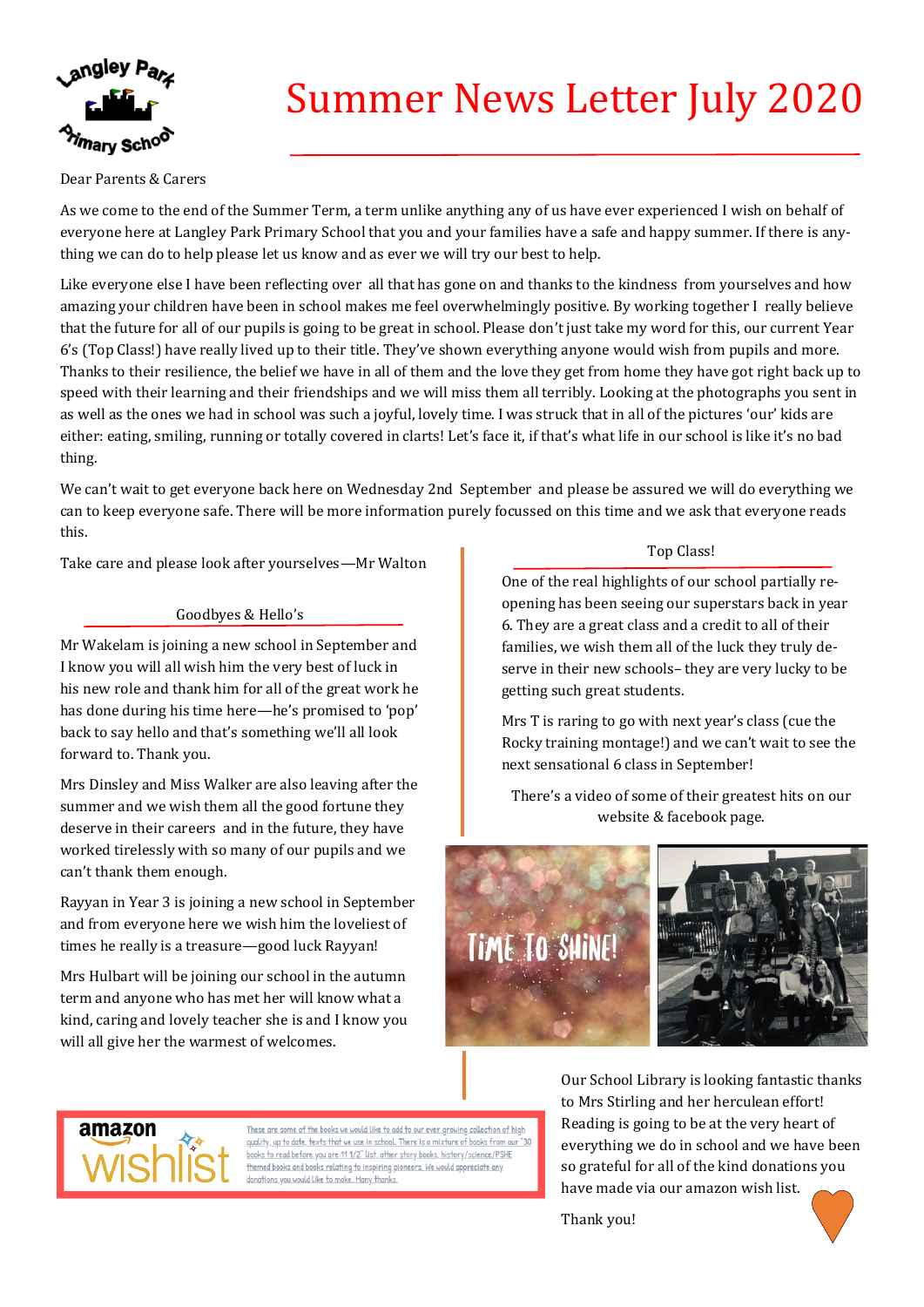# Summer News Letter July 2020

Dear Parents & Carers

As we come to the end of the Summer Term, a term unlike anything any of us have ever experienced I wish on behalf of everyone here at Langley Park Primary School that you and your families have a safe and happy summer. If there is anything we can do to help please let us know and as ever we will try our best to help.

Like everyone else I have been reflecting over all that has gone on and thanks to the kindness from yourselves and how amazing your children have been in school makes me feel overwhelmingly positive. By working together I really believe that the future for all of our pupils is going to be great in school. Please don't just take my word for this, our current Year 6's (Top Class!) have really lived up to their title. They've shown everything anyone would wish from pupils and more. Thanks to their resilience, the belief we have in all of them and the love they get from home they have got right back up to speed with their learning and their friendships and we will miss them all terribly. Looking at the photographs you sent in as well as the ones we had in school was such a joyful, lovely time. I was struck that in all of the pictures 'our' kids are either: eating, smiling, running or totally covered in clarts! Let's face it, if that's what life in our school is like it's no bad thing.

We can't wait to get everyone back here on Wednesday 2nd September and please be assured we will do everything we can to keep everyone safe. There will be more information purely focussed on this time and we ask that everyone reads this.

Take care and please look after yourselves—Mr Walton

## Goodbyes & Hello's

Mr Wakelam is joining a new school in September and I know you will all wish him the very best of luck in his new role and thank him for all of the great work he has done during his time here—he's promised to 'pop' back to say hello and that's something we'll all look forward to. Thank you.

Mrs Dinsley and Miss Walker are also leaving after the summer and we wish them all the good fortune they deserve in their careers and in the future, they have worked tirelessly with so many of our pupils and we can't thank them enough.

Rayyan in Year 3 is joining a new school in September and from everyone here we wish him the loveliest of times he really is a treasure—good luck Rayyan!

Mrs Hulbart will be joining our school in the autumn term and anyone who has met her will know what a kind, caring and lovely teacher she is and I know you will all give her the warmest of welcomes.

## Top Class!

One of the real highlights of our school partially re-opening has been seeing our superstars back in year 6. They are a great class and a credit to all of their families, we wish them all of the luck they truly deserve in their new schools– they are very lucky to be getting such great students.

Mrs T is raring to go with next year's class (cue the Rocky training montage!) and we can't wait to see the next sensational 6 class in September!

There's a video of some of their greatest hits on our website & facebook page.

TIME TO SHINE!

**amazon wishlist**

These are some of the books we would like to add to our ever growing collection of high quality, up to date, texts that we use in school. There is a mixture of books from our '30 books to read before you are 11 1/2' list, other story books, history/science/PSHE themed books and books relating to inspiring pioneers. We would appreciate any donations you would like to make. Many thanks.

Our School Library is looking fantastic thanks to Mrs Stirling and her herculean effort! Reading is going to be at the very heart of everything we do in school and we have been so grateful for all of the kind donations you have made via our amazon wish list.

Thank you!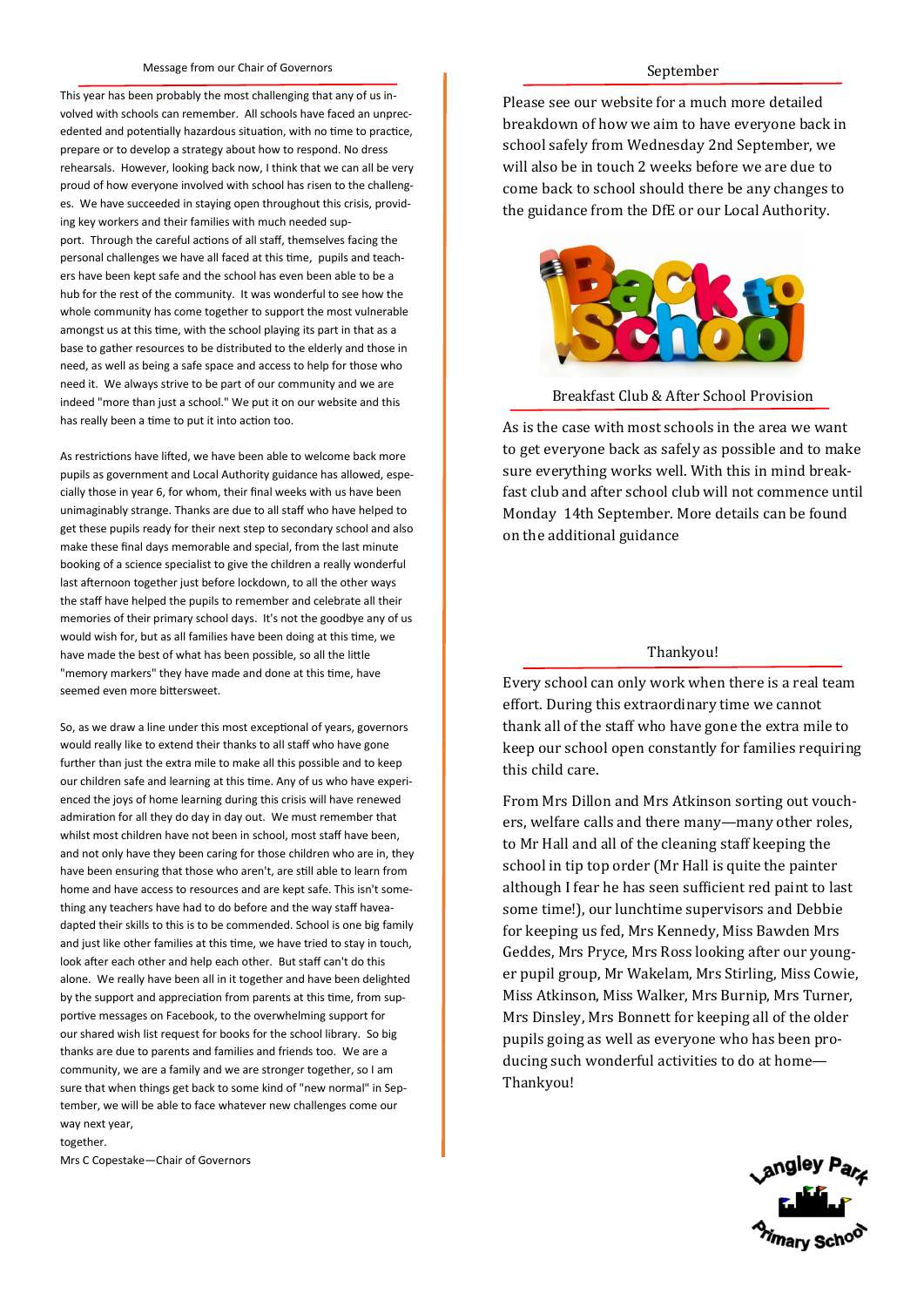## Message from our Chair of Governors

This year has been probably the most challenging that any of us involved with schools can remember. All schools have faced an unprecedented and potentially hazardous situation, with no time to practice, prepare or to develop a strategy about how to respond. No dress rehearsals. However, looking back now, I think that we can all be very proud of how everyone involved with school has risen to the challenges. We have succeeded in staying open throughout this crisis, providing key workers and their families with much needed support. Through the careful actions of all staff, themselves facing the personal challenges we have all faced at this time, pupils and teachers have been kept safe and the school has even been able to be a hub for the rest of the community. It was wonderful to see how the whole community has come together to support the most vulnerable amongst us at this time, with the school playing its part in that as a base to gather resources to be distributed to the elderly and those in need, as well as being a safe space and access to help for those who need it. We always strive to be part of our community and we are indeed "more than just a school." We put it on our website and this has really been a time to put it into action too.

As restrictions have lifted, we have been able to welcome back more pupils as government and Local Authority guidance has allowed, especially those in year 6, for whom, their final weeks with us have been unimaginably strange. Thanks are due to all staff who have helped to get these pupils ready for their next step to secondary school and also make these final days memorable and special, from the last minute booking of a science specialist to give the children a really wonderful last afternoon together just before lockdown, to all the other ways the staff have helped the pupils to remember and celebrate all their memories of their primary school days. It's not the goodbye any of us would wish for, but as all families have been doing at this time, we have made the best of what has been possible, so all the little "memory markers" they have made and done at this time, have seemed even more bittersweet.

So, as we draw a line under this most exceptional of years, governors would really like to extend their thanks to all staff who have gone further than just the extra mile to make all this possible and to keep our children safe and learning at this time. Any of us who have experienced the joys of home learning during this crisis will have renewed admiration for all they do day in day out. We must remember that whilst most children have not been in school, most staff have been, and not only have they been caring for those children who are in, they have been ensuring that those who aren't, are still able to learn from home and have access to resources and are kept safe. This isn't something any teachers have had to do before and the way staff haveadapted their skills to this is to be commended. School is one big family and just like other families at this time, we have tried to stay in touch, look after each other and help each other. But staff can't do this alone. We really have been all in it together and have been delighted by the support and appreciation from parents at this time, from supportive messages on Facebook, to the overwhelming support for our shared wish list request for books for the school library. So big thanks are due to parents and families and friends too. We are a community, we are a family and we are stronger together, so I am sure that when things get back to some kind of "new normal" in September, we will be able to face whatever new challenges come our way next year,

together.

Mrs C Copestake—Chair of Governors

## September

Please see our website for a much more detailed breakdown of how we aim to have everyone back in school safely from Wednesday 2nd September, we will also be in touch 2 weeks before we are due to come back to school should there be any changes to the guidance from the DfE or our Local Authority.

## Breakfast Club & After School Provision

As is the case with most schools in the area we want to get everyone back as safely as possible and to make sure everything works well. With this in mind breakfast club and after school club will not commence until Monday 14th September. More details can be found on the additional guidance

## Thankyou!

Every school can only work when there is a real team effort. During this extraordinary time we cannot thank all of the staff who have gone the extra mile to keep our school open constantly for families requiring this child care.

From Mrs Dillon and Mrs Atkinson sorting out vouchers, welfare calls and there many—many other roles, to Mr Hall and all of the cleaning staff keeping the school in tip top order (Mr Hall is quite the painter although I fear he has seen sufficient red paint to last some time!), our lunchtime supervisors and Debbie for keeping us fed, Mrs Kennedy, Miss Bawden Mrs Geddes, Mrs Pryce, Mrs Ross looking after our younger pupil group, Mr Wakelam, Mrs Stirling, Miss Cowie, Miss Atkinson, Miss Walker, Mrs Burnip, Mrs Turner, Mrs Dinsley, Mrs Bonnett for keeping all of the older pupils going as well as everyone who has been producing such wonderful activities to do at home—Thankyou!